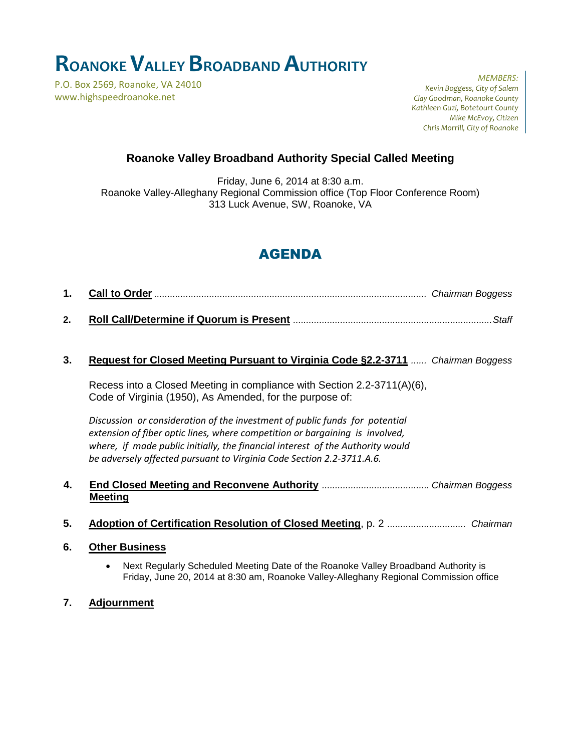# ROANOKE VALLEY BROADBAND AUTHORITY

P.O. Box 2569, Roanoke, VA 24010
www.highspeedroanoke.net

*MEMBERS:*
*Kevin Boggess, City of Salem*
*Clay Goodman, Roanoke County*
*Kathleen Guzi, Botetourt County*
*Mike McEvoy, Citizen*
*Chris Morrill, City of Roanoke*

## Roanoke Valley Broadband Authority Special Called Meeting

Friday, June 6, 2014 at 8:30 a.m.
Roanoke Valley-Alleghany Regional Commission office (Top Floor Conference Room)
313 Luck Avenue, SW, Roanoke, VA

## AGENDA

1. **Call to Order** ........................................................................................ *Chairman Boggess*

2. **Roll Call/Determine if Quorum is Present** ............................................................................*Staff*

3. **Request for Closed Meeting Pursuant to Virginia Code §2.2-3711** ...... *Chairman Boggess*

   Recess into a Closed Meeting in compliance with Section 2.2-3711(A)(6), Code of Virginia (1950), As Amended, for the purpose of:

   *Discussion or consideration of the investment of public funds for potential extension of fiber optic lines, where competition or bargaining is involved, where, if made public initially, the financial interest of the Authority would be adversely affected pursuant to Virginia Code Section 2.2-3711.A.6.*

4. **End Closed Meeting and Reconvene Authority Meeting** ......................................... *Chairman Boggess*

5. **Adoption of Certification Resolution of Closed Meeting**, p. 2 ............................. *Chairman*

6. **Other Business**

   - Next Regularly Scheduled Meeting Date of the Roanoke Valley Broadband Authority is Friday, June 20, 2014 at 8:30 am, Roanoke Valley-Alleghany Regional Commission office

7. **Adjournment**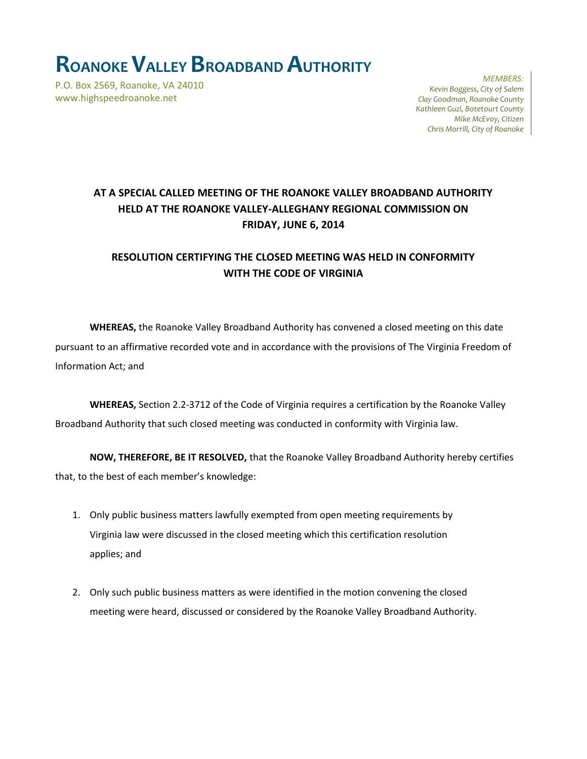# Roanoke Valley Broadband Authority

P.O. Box 2569, Roanoke, VA 24010
www.highspeedroanoke.net

*MEMBERS:*
*Kevin Boggess, City of Salem*
*Clay Goodman, Roanoke County*
*Kathleen Guzi, Botetourt County*
*Mike McEvoy, Citizen*
*Chris Morrill, City of Roanoke*

**AT A SPECIAL CALLED MEETING OF THE ROANOKE VALLEY BROADBAND AUTHORITY HELD AT THE ROANOKE VALLEY-ALLEGHANY REGIONAL COMMISSION ON FRIDAY, JUNE 6, 2014**

**RESOLUTION CERTIFYING THE CLOSED MEETING WAS HELD IN CONFORMITY WITH THE CODE OF VIRGINIA**

**WHEREAS,** the Roanoke Valley Broadband Authority has convened a closed meeting on this date pursuant to an affirmative recorded vote and in accordance with the provisions of The Virginia Freedom of Information Act; and

**WHEREAS,** Section 2.2-3712 of the Code of Virginia requires a certification by the Roanoke Valley Broadband Authority that such closed meeting was conducted in conformity with Virginia law.

**NOW, THEREFORE, BE IT RESOLVED,** that the Roanoke Valley Broadband Authority hereby certifies that, to the best of each member's knowledge:

1. Only public business matters lawfully exempted from open meeting requirements by Virginia law were discussed in the closed meeting which this certification resolution applies; and

2. Only such public business matters as were identified in the motion convening the closed meeting were heard, discussed or considered by the Roanoke Valley Broadband Authority.